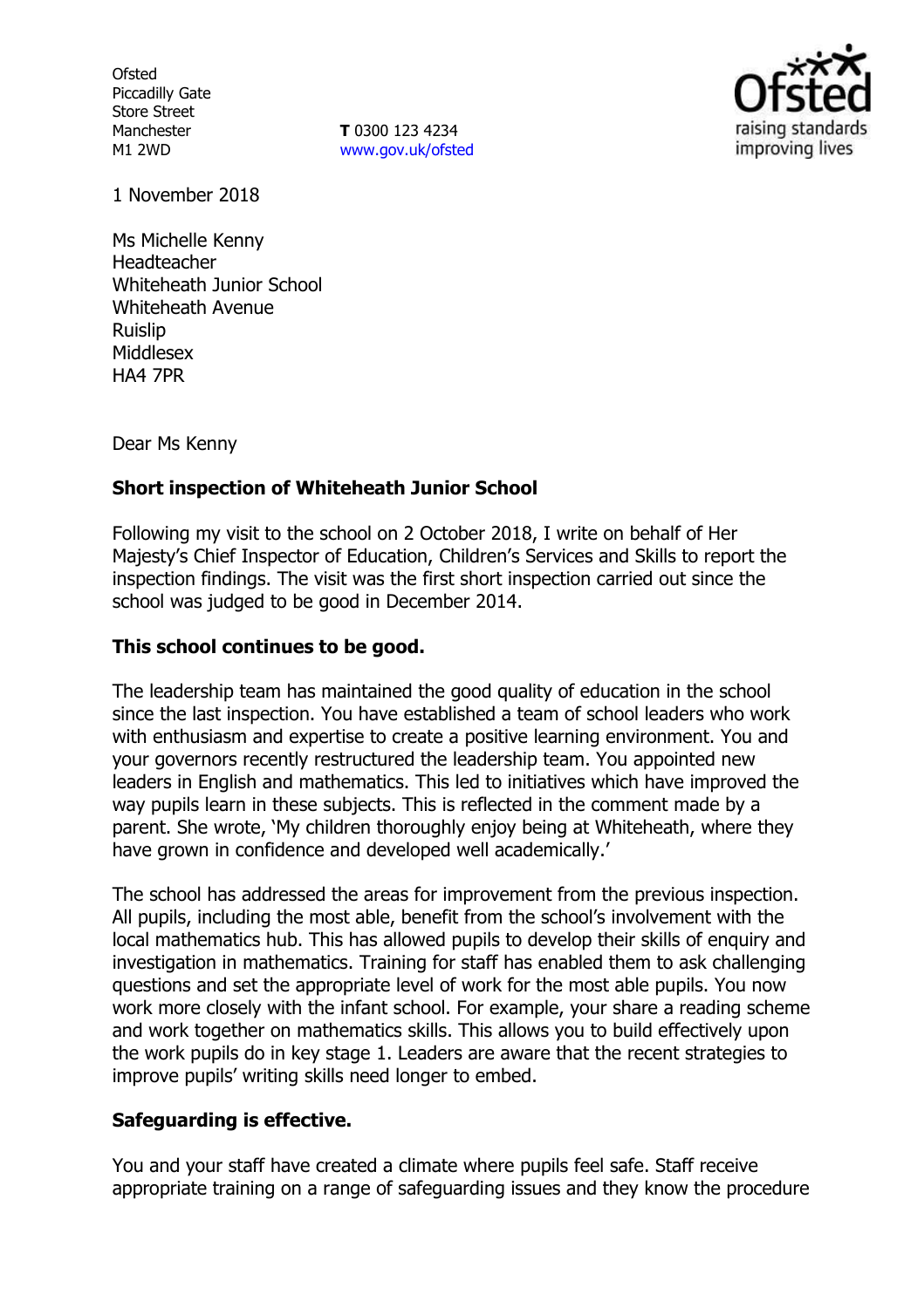Ofsted
Piccadilly Gate
Store Street
Manchester
M1 2WD

**T** 0300 123 4234
www.gov.uk/ofsted

1 November 2018

Ms Michelle Kenny
Headteacher
Whiteheath Junior School
Whiteheath Avenue
Ruislip
Middlesex
HA4 7PR

Dear Ms Kenny

**Short inspection of Whiteheath Junior School**

Following my visit to the school on 2 October 2018, I write on behalf of Her Majesty's Chief Inspector of Education, Children's Services and Skills to report the inspection findings. The visit was the first short inspection carried out since the school was judged to be good in December 2014.

**This school continues to be good.**

The leadership team has maintained the good quality of education in the school since the last inspection. You have established a team of school leaders who work with enthusiasm and expertise to create a positive learning environment. You and your governors recently restructured the leadership team. You appointed new leaders in English and mathematics. This led to initiatives which have improved the way pupils learn in these subjects. This is reflected in the comment made by a parent. She wrote, 'My children thoroughly enjoy being at Whiteheath, where they have grown in confidence and developed well academically.'

The school has addressed the areas for improvement from the previous inspection. All pupils, including the most able, benefit from the school's involvement with the local mathematics hub. This has allowed pupils to develop their skills of enquiry and investigation in mathematics. Training for staff has enabled them to ask challenging questions and set the appropriate level of work for the most able pupils. You now work more closely with the infant school. For example, your share a reading scheme and work together on mathematics skills. This allows you to build effectively upon the work pupils do in key stage 1. Leaders are aware that the recent strategies to improve pupils' writing skills need longer to embed.

**Safeguarding is effective.**

You and your staff have created a climate where pupils feel safe. Staff receive appropriate training on a range of safeguarding issues and they know the procedure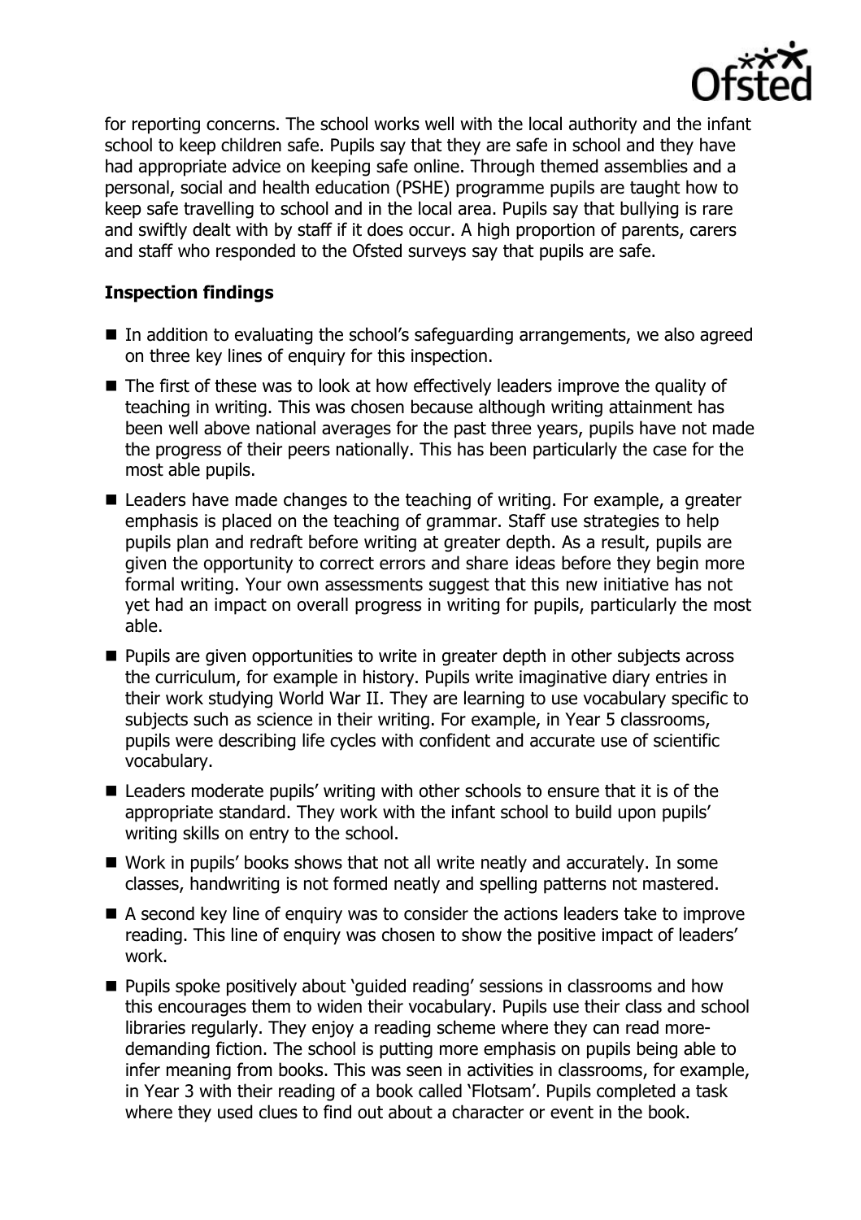for reporting concerns. The school works well with the local authority and the infant school to keep children safe. Pupils say that they are safe in school and they have had appropriate advice on keeping safe online. Through themed assemblies and a personal, social and health education (PSHE) programme pupils are taught how to keep safe travelling to school and in the local area. Pupils say that bullying is rare and swiftly dealt with by staff if it does occur. A high proportion of parents, carers and staff who responded to the Ofsted surveys say that pupils are safe.

**Inspection findings**

- In addition to evaluating the school's safeguarding arrangements, we also agreed on three key lines of enquiry for this inspection.
- The first of these was to look at how effectively leaders improve the quality of teaching in writing. This was chosen because although writing attainment has been well above national averages for the past three years, pupils have not made the progress of their peers nationally. This has been particularly the case for the most able pupils.
- Leaders have made changes to the teaching of writing. For example, a greater emphasis is placed on the teaching of grammar. Staff use strategies to help pupils plan and redraft before writing at greater depth. As a result, pupils are given the opportunity to correct errors and share ideas before they begin more formal writing. Your own assessments suggest that this new initiative has not yet had an impact on overall progress in writing for pupils, particularly the most able.
- Pupils are given opportunities to write in greater depth in other subjects across the curriculum, for example in history. Pupils write imaginative diary entries in their work studying World War II. They are learning to use vocabulary specific to subjects such as science in their writing. For example, in Year 5 classrooms, pupils were describing life cycles with confident and accurate use of scientific vocabulary.
- Leaders moderate pupils' writing with other schools to ensure that it is of the appropriate standard. They work with the infant school to build upon pupils' writing skills on entry to the school.
- Work in pupils' books shows that not all write neatly and accurately. In some classes, handwriting is not formed neatly and spelling patterns not mastered.
- A second key line of enquiry was to consider the actions leaders take to improve reading. This line of enquiry was chosen to show the positive impact of leaders' work.
- Pupils spoke positively about 'guided reading' sessions in classrooms and how this encourages them to widen their vocabulary. Pupils use their class and school libraries regularly. They enjoy a reading scheme where they can read more-demanding fiction. The school is putting more emphasis on pupils being able to infer meaning from books. This was seen in activities in classrooms, for example, in Year 3 with their reading of a book called 'Flotsam'. Pupils completed a task where they used clues to find out about a character or event in the book.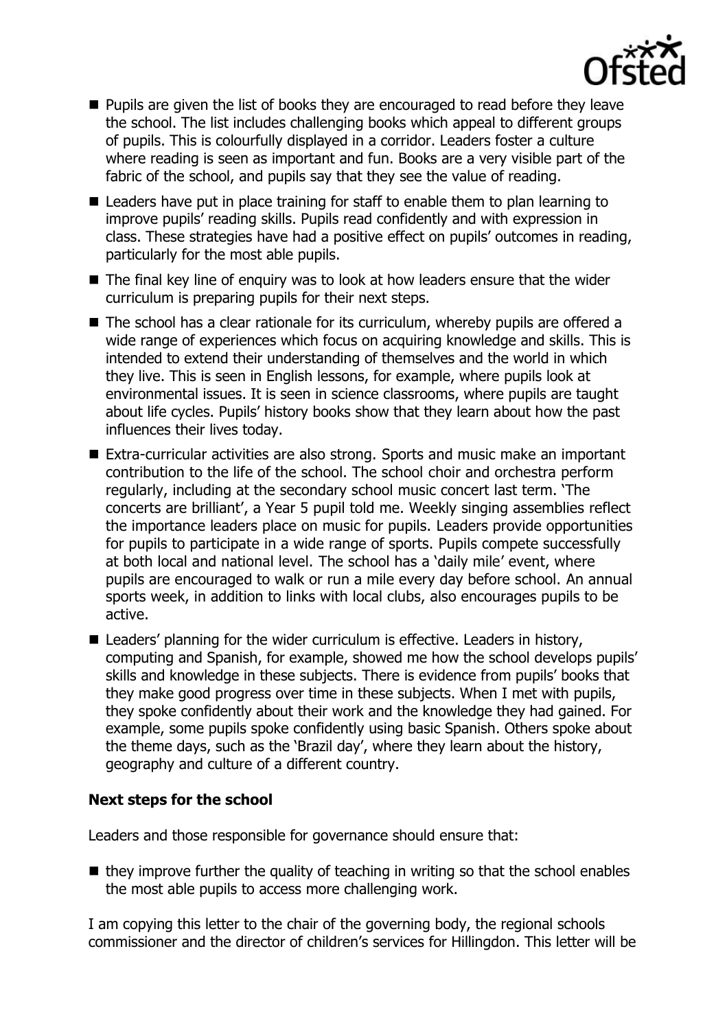- Pupils are given the list of books they are encouraged to read before they leave the school. The list includes challenging books which appeal to different groups of pupils. This is colourfully displayed in a corridor. Leaders foster a culture where reading is seen as important and fun. Books are a very visible part of the fabric of the school, and pupils say that they see the value of reading.
- Leaders have put in place training for staff to enable them to plan learning to improve pupils' reading skills. Pupils read confidently and with expression in class. These strategies have had a positive effect on pupils' outcomes in reading, particularly for the most able pupils.
- The final key line of enquiry was to look at how leaders ensure that the wider curriculum is preparing pupils for their next steps.
- The school has a clear rationale for its curriculum, whereby pupils are offered a wide range of experiences which focus on acquiring knowledge and skills. This is intended to extend their understanding of themselves and the world in which they live. This is seen in English lessons, for example, where pupils look at environmental issues. It is seen in science classrooms, where pupils are taught about life cycles. Pupils' history books show that they learn about how the past influences their lives today.
- Extra-curricular activities are also strong. Sports and music make an important contribution to the life of the school. The school choir and orchestra perform regularly, including at the secondary school music concert last term. 'The concerts are brilliant', a Year 5 pupil told me. Weekly singing assemblies reflect the importance leaders place on music for pupils. Leaders provide opportunities for pupils to participate in a wide range of sports. Pupils compete successfully at both local and national level. The school has a 'daily mile' event, where pupils are encouraged to walk or run a mile every day before school. An annual sports week, in addition to links with local clubs, also encourages pupils to be active.
- Leaders' planning for the wider curriculum is effective. Leaders in history, computing and Spanish, for example, showed me how the school develops pupils' skills and knowledge in these subjects. There is evidence from pupils' books that they make good progress over time in these subjects. When I met with pupils, they spoke confidently about their work and the knowledge they had gained. For example, some pupils spoke confidently using basic Spanish. Others spoke about the theme days, such as the 'Brazil day', where they learn about the history, geography and culture of a different country.

### Next steps for the school

Leaders and those responsible for governance should ensure that:

- they improve further the quality of teaching in writing so that the school enables the most able pupils to access more challenging work.

I am copying this letter to the chair of the governing body, the regional schools commissioner and the director of children's services for Hillingdon. This letter will be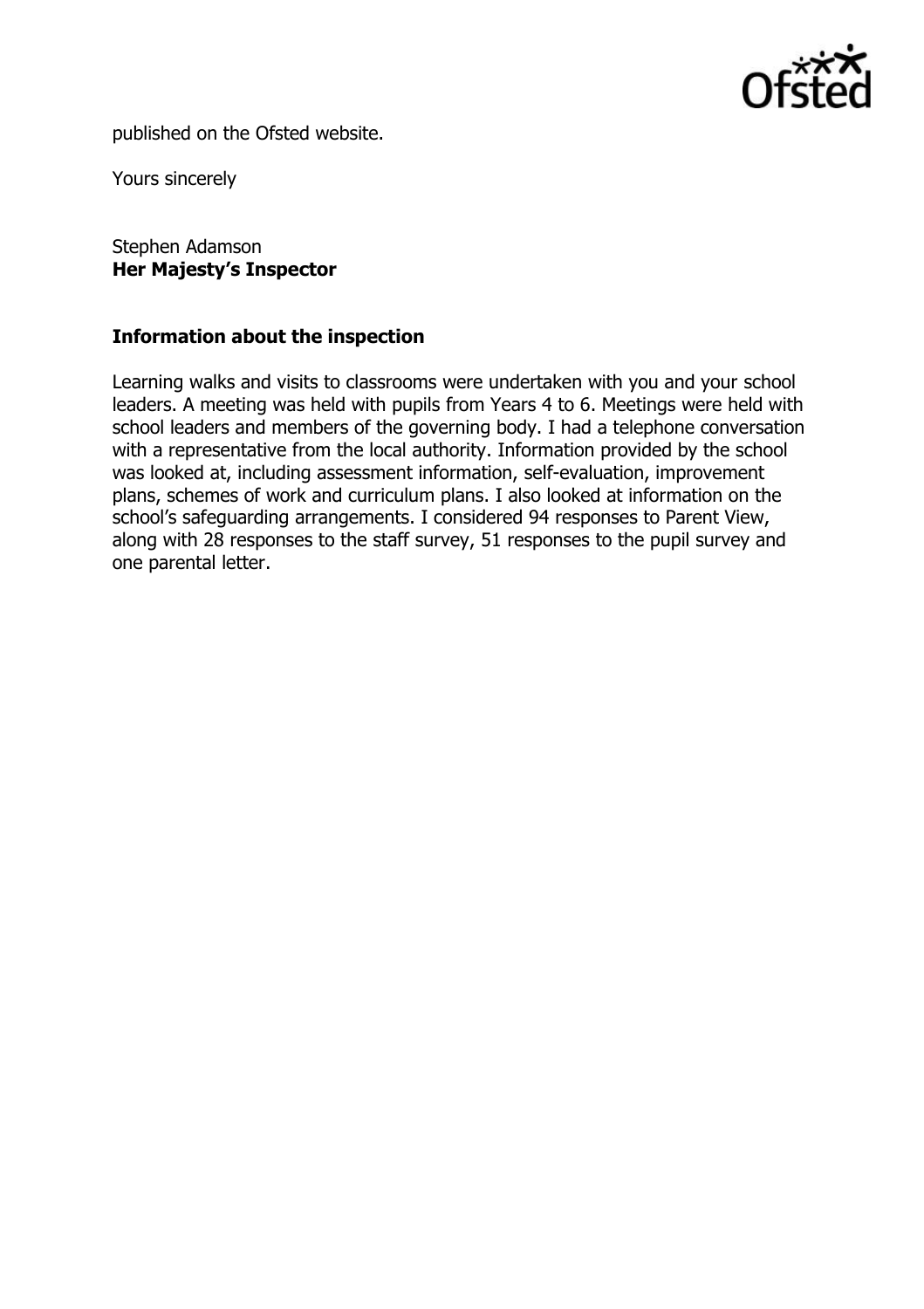published on the Ofsted website.

Yours sincerely

Stephen Adamson
**Her Majesty's Inspector**

### Information about the inspection

Learning walks and visits to classrooms were undertaken with you and your school leaders. A meeting was held with pupils from Years 4 to 6. Meetings were held with school leaders and members of the governing body. I had a telephone conversation with a representative from the local authority. Information provided by the school was looked at, including assessment information, self-evaluation, improvement plans, schemes of work and curriculum plans. I also looked at information on the school's safeguarding arrangements. I considered 94 responses to Parent View, along with 28 responses to the staff survey, 51 responses to the pupil survey and one parental letter.